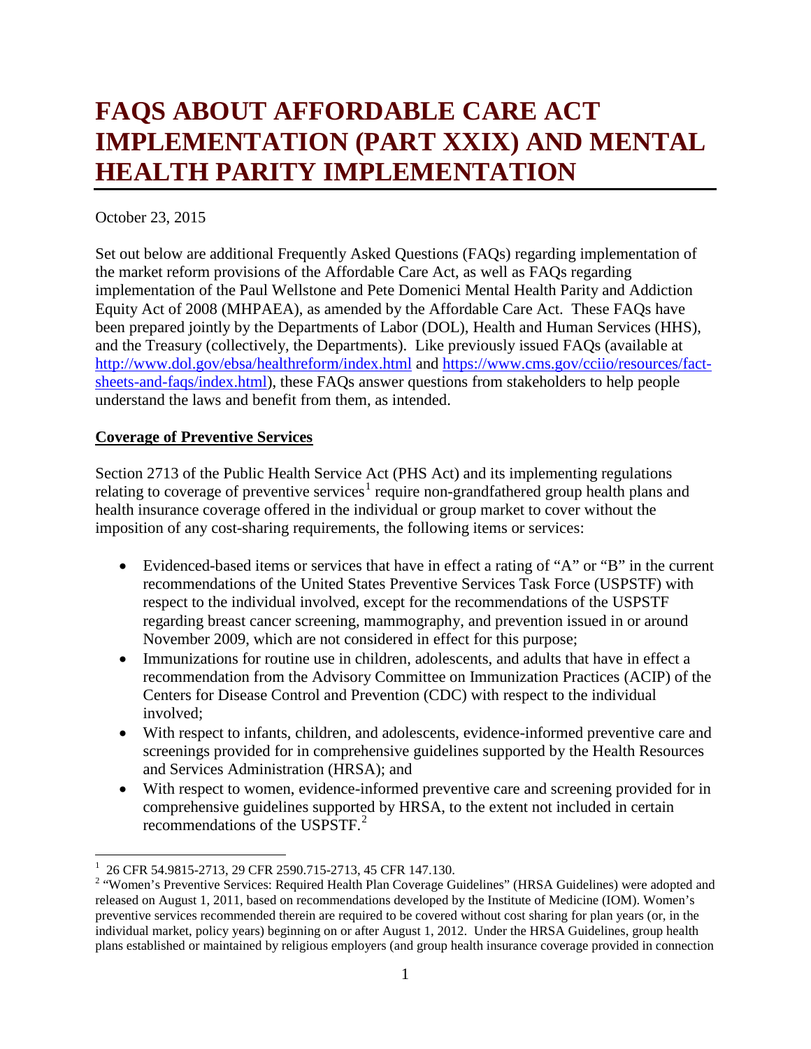# FAQS ABOUT AFFORDABLE CARE ACT IMPLEMENTATION (PART XXIX) AND MENTAL HEALTH PARITY IMPLEMENTATION

October 23, 2015

Set out below are additional Frequently Asked Questions (FAQs) regarding implementation of the market reform provisions of the Affordable Care Act, as well as FAQs regarding implementation of the Paul Wellstone and Pete Domenici Mental Health Parity and Addiction Equity Act of 2008 (MHPAEA), as amended by the Affordable Care Act. These FAQs have been prepared jointly by the Departments of Labor (DOL), Health and Human Services (HHS), and the Treasury (collectively, the Departments). Like previously issued FAQs (available at [http://www.dol.gov/ebsa/healthreform/index.html](http://www.dol.gov/ebsa/healthreform/index.html) and [https://www.cms.gov/cciio/resources/fact-sheets-and-faqs/index.html](https://www.cms.gov/cciio/resources/fact-sheets-and-faqs/index.html)), these FAQs answer questions from stakeholders to help people understand the laws and benefit from them, as intended.

**Coverage of Preventive Services**

Section 2713 of the Public Health Service Act (PHS Act) and its implementing regulations relating to coverage of preventive services[1] require non-grandfathered group health plans and health insurance coverage offered in the individual or group market to cover without the imposition of any cost-sharing requirements, the following items or services:

- Evidenced-based items or services that have in effect a rating of "A" or "B" in the current recommendations of the United States Preventive Services Task Force (USPSTF) with respect to the individual involved, except for the recommendations of the USPSTF regarding breast cancer screening, mammography, and prevention issued in or around November 2009, which are not considered in effect for this purpose;
- Immunizations for routine use in children, adolescents, and adults that have in effect a recommendation from the Advisory Committee on Immunization Practices (ACIP) of the Centers for Disease Control and Prevention (CDC) with respect to the individual involved;
- With respect to infants, children, and adolescents, evidence-informed preventive care and screenings provided for in comprehensive guidelines supported by the Health Resources and Services Administration (HRSA); and
- With respect to women, evidence-informed preventive care and screening provided for in comprehensive guidelines supported by HRSA, to the extent not included in certain recommendations of the USPSTF.[2]

---

[1] 26 CFR 54.9815-2713, 29 CFR 2590.715-2713, 45 CFR 147.130.

[2] "Women's Preventive Services: Required Health Plan Coverage Guidelines" (HRSA Guidelines) were adopted and released on August 1, 2011, based on recommendations developed by the Institute of Medicine (IOM). Women's preventive services recommended therein are required to be covered without cost sharing for plan years (or, in the individual market, policy years) beginning on or after August 1, 2012. Under the HRSA Guidelines, group health plans established or maintained by religious employers (and group health insurance coverage provided in connection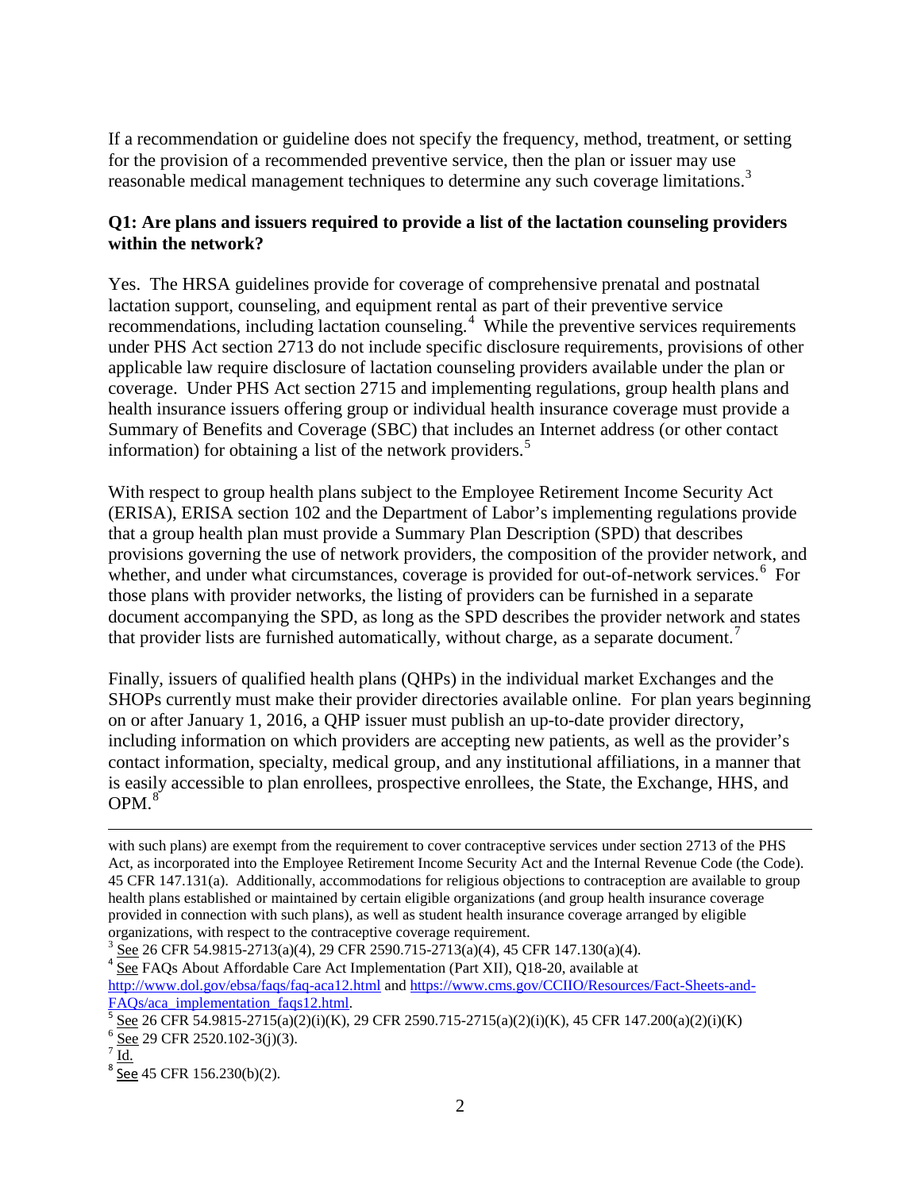If a recommendation or guideline does not specify the frequency, method, treatment, or setting for the provision of a recommended preventive service, then the plan or issuer may use reasonable medical management techniques to determine any such coverage limitations.[3]

**Q1: Are plans and issuers required to provide a list of the lactation counseling providers within the network?**

Yes. The HRSA guidelines provide for coverage of comprehensive prenatal and postnatal lactation support, counseling, and equipment rental as part of their preventive service recommendations, including lactation counseling.[4] While the preventive services requirements under PHS Act section 2713 do not include specific disclosure requirements, provisions of other applicable law require disclosure of lactation counseling providers available under the plan or coverage. Under PHS Act section 2715 and implementing regulations, group health plans and health insurance issuers offering group or individual health insurance coverage must provide a Summary of Benefits and Coverage (SBC) that includes an Internet address (or other contact information) for obtaining a list of the network providers.[5]

With respect to group health plans subject to the Employee Retirement Income Security Act (ERISA), ERISA section 102 and the Department of Labor's implementing regulations provide that a group health plan must provide a Summary Plan Description (SPD) that describes provisions governing the use of network providers, the composition of the provider network, and whether, and under what circumstances, coverage is provided for out-of-network services.[6] For those plans with provider networks, the listing of providers can be furnished in a separate document accompanying the SPD, as long as the SPD describes the provider network and states that provider lists are furnished automatically, without charge, as a separate document.[7]

Finally, issuers of qualified health plans (QHPs) in the individual market Exchanges and the SHOPs currently must make their provider directories available online. For plan years beginning on or after January 1, 2016, a QHP issuer must publish an up-to-date provider directory, including information on which providers are accepting new patients, as well as the provider's contact information, specialty, medical group, and any institutional affiliations, in a manner that is easily accessible to plan enrollees, prospective enrollees, the State, the Exchange, HHS, and OPM.[8]

---

with such plans) are exempt from the requirement to cover contraceptive services under section 2713 of the PHS Act, as incorporated into the Employee Retirement Income Security Act and the Internal Revenue Code (the Code). 45 CFR 147.131(a). Additionally, accommodations for religious objections to contraception are available to group health plans established or maintained by certain eligible organizations (and group health insurance coverage provided in connection with such plans), as well as student health insurance coverage arranged by eligible organizations, with respect to the contraceptive coverage requirement.

[3] See 26 CFR 54.9815-2713(a)(4), 29 CFR 2590.715-2713(a)(4), 45 CFR 147.130(a)(4).

[4] See FAQs About Affordable Care Act Implementation (Part XII), Q18-20, available at http://www.dol.gov/ebsa/faqs/faq-aca12.html and https://www.cms.gov/CCIIO/Resources/Fact-Sheets-and-FAQs/aca_implementation_faqs12.html.

[5] See 26 CFR 54.9815-2715(a)(2)(i)(K), 29 CFR 2590.715-2715(a)(2)(i)(K), 45 CFR 147.200(a)(2)(i)(K)

[6] See 29 CFR 2520.102-3(j)(3).

[7] Id.

[8] See 45 CFR 156.230(b)(2).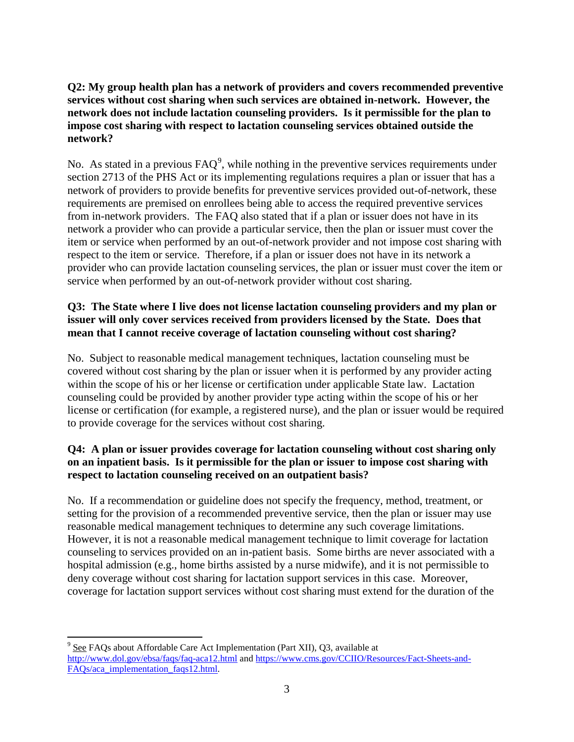**Q2: My group health plan has a network of providers and covers recommended preventive services without cost sharing when such services are obtained in-network. However, the network does not include lactation counseling providers. Is it permissible for the plan to impose cost sharing with respect to lactation counseling services obtained outside the network?**

No. As stated in a previous FAQ[9], while nothing in the preventive services requirements under section 2713 of the PHS Act or its implementing regulations requires a plan or issuer that has a network of providers to provide benefits for preventive services provided out-of-network, these requirements are premised on enrollees being able to access the required preventive services from in-network providers. The FAQ also stated that if a plan or issuer does not have in its network a provider who can provide a particular service, then the plan or issuer must cover the item or service when performed by an out-of-network provider and not impose cost sharing with respect to the item or service. Therefore, if a plan or issuer does not have in its network a provider who can provide lactation counseling services, the plan or issuer must cover the item or service when performed by an out-of-network provider without cost sharing.

**Q3: The State where I live does not license lactation counseling providers and my plan or issuer will only cover services received from providers licensed by the State. Does that mean that I cannot receive coverage of lactation counseling without cost sharing?**

No. Subject to reasonable medical management techniques, lactation counseling must be covered without cost sharing by the plan or issuer when it is performed by any provider acting within the scope of his or her license or certification under applicable State law. Lactation counseling could be provided by another provider type acting within the scope of his or her license or certification (for example, a registered nurse), and the plan or issuer would be required to provide coverage for the services without cost sharing.

**Q4: A plan or issuer provides coverage for lactation counseling without cost sharing only on an inpatient basis. Is it permissible for the plan or issuer to impose cost sharing with respect to lactation counseling received on an outpatient basis?**

No. If a recommendation or guideline does not specify the frequency, method, treatment, or setting for the provision of a recommended preventive service, then the plan or issuer may use reasonable medical management techniques to determine any such coverage limitations. However, it is not a reasonable medical management technique to limit coverage for lactation counseling to services provided on an in-patient basis. Some births are never associated with a hospital admission (e.g., home births assisted by a nurse midwife), and it is not permissible to deny coverage without cost sharing for lactation support services in this case. Moreover, coverage for lactation support services without cost sharing must extend for the duration of the

---

[9] See FAQs about Affordable Care Act Implementation (Part XII), Q3, available at http://www.dol.gov/ebsa/faqs/faq-aca12.html and https://www.cms.gov/CCIIO/Resources/Fact-Sheets-and-FAQs/aca_implementation_faqs12.html.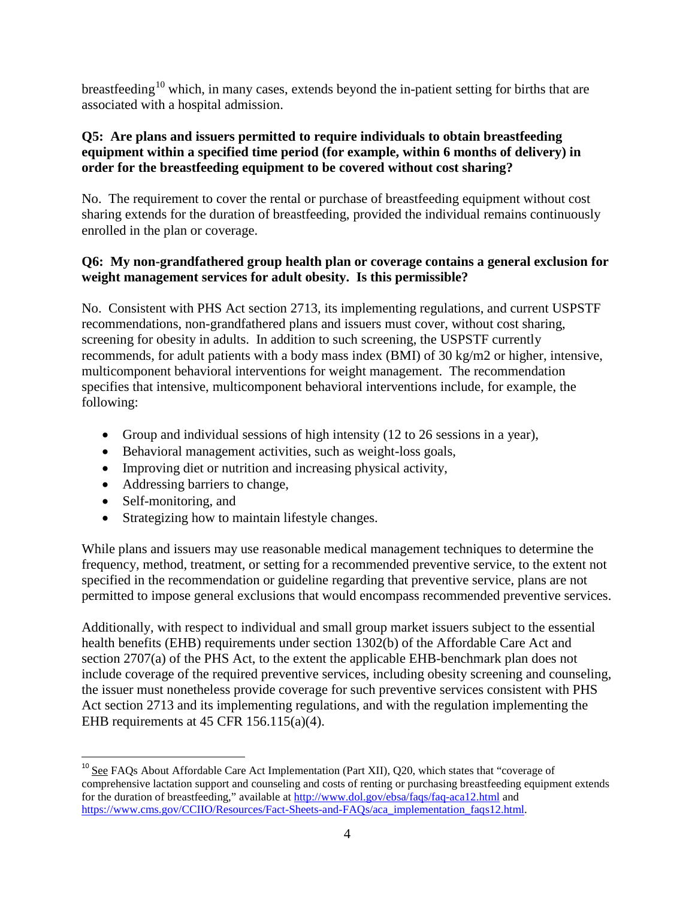breastfeeding[10] which, in many cases, extends beyond the in-patient setting for births that are associated with a hospital admission.

**Q5: Are plans and issuers permitted to require individuals to obtain breastfeeding equipment within a specified time period (for example, within 6 months of delivery) in order for the breastfeeding equipment to be covered without cost sharing?**

No. The requirement to cover the rental or purchase of breastfeeding equipment without cost sharing extends for the duration of breastfeeding, provided the individual remains continuously enrolled in the plan or coverage.

**Q6: My non-grandfathered group health plan or coverage contains a general exclusion for weight management services for adult obesity. Is this permissible?**

No. Consistent with PHS Act section 2713, its implementing regulations, and current USPSTF recommendations, non-grandfathered plans and issuers must cover, without cost sharing, screening for obesity in adults. In addition to such screening, the USPSTF currently recommends, for adult patients with a body mass index (BMI) of 30 kg/m2 or higher, intensive, multicomponent behavioral interventions for weight management. The recommendation specifies that intensive, multicomponent behavioral interventions include, for example, the following:

- Group and individual sessions of high intensity (12 to 26 sessions in a year),
- Behavioral management activities, such as weight-loss goals,
- Improving diet or nutrition and increasing physical activity,
- Addressing barriers to change,
- Self-monitoring, and
- Strategizing how to maintain lifestyle changes.

While plans and issuers may use reasonable medical management techniques to determine the frequency, method, treatment, or setting for a recommended preventive service, to the extent not specified in the recommendation or guideline regarding that preventive service, plans are not permitted to impose general exclusions that would encompass recommended preventive services.

Additionally, with respect to individual and small group market issuers subject to the essential health benefits (EHB) requirements under section 1302(b) of the Affordable Care Act and section 2707(a) of the PHS Act, to the extent the applicable EHB-benchmark plan does not include coverage of the required preventive services, including obesity screening and counseling, the issuer must nonetheless provide coverage for such preventive services consistent with PHS Act section 2713 and its implementing regulations, and with the regulation implementing the EHB requirements at 45 CFR 156.115(a)(4).

---

[10] See FAQs About Affordable Care Act Implementation (Part XII), Q20, which states that "coverage of comprehensive lactation support and counseling and costs of renting or purchasing breastfeeding equipment extends for the duration of breastfeeding," available at http://www.dol.gov/ebsa/faqs/faq-aca12.html and https://www.cms.gov/CCIIO/Resources/Fact-Sheets-and-FAQs/aca_implementation_faqs12.html.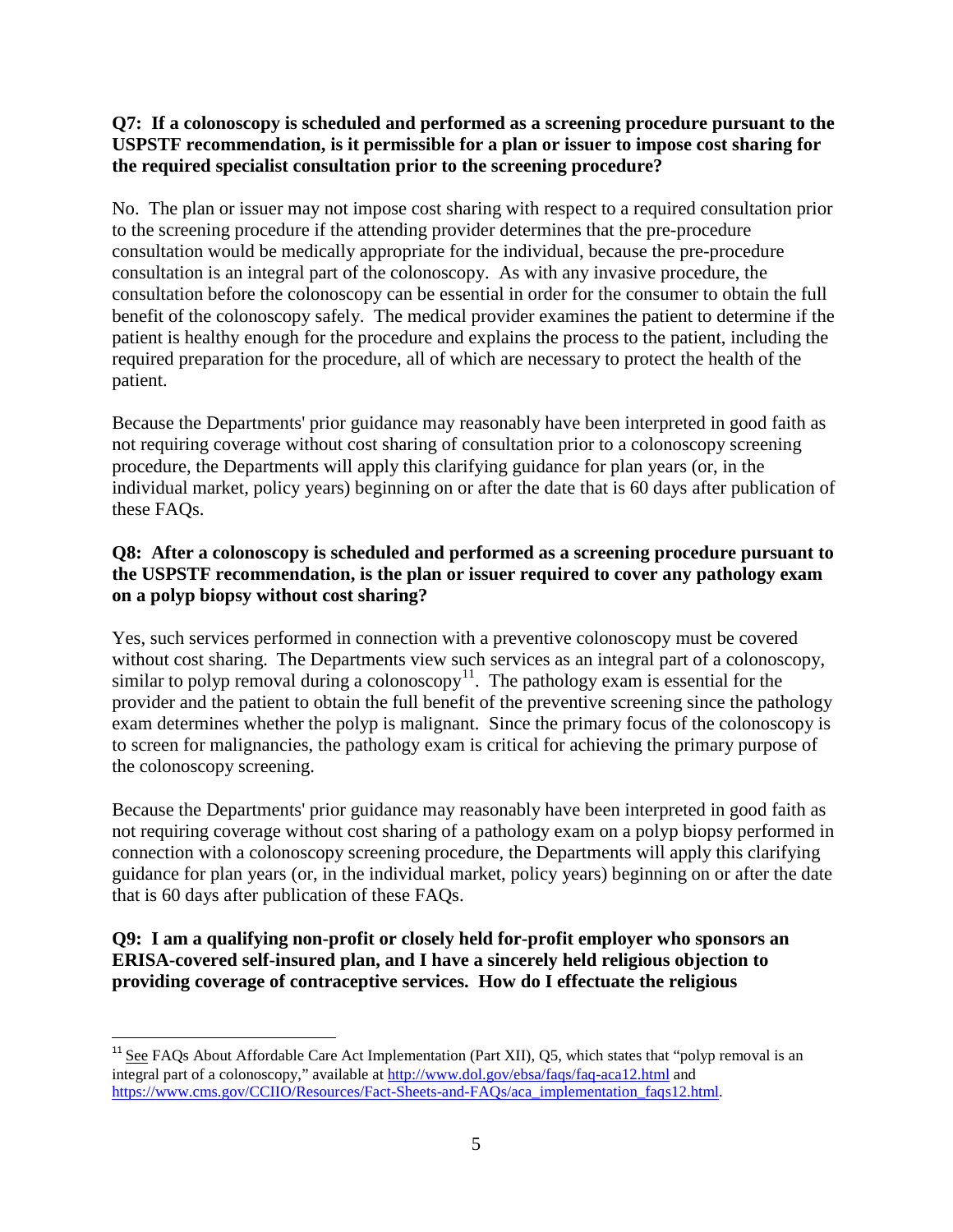**Q7: If a colonoscopy is scheduled and performed as a screening procedure pursuant to the USPSTF recommendation, is it permissible for a plan or issuer to impose cost sharing for the required specialist consultation prior to the screening procedure?**

No. The plan or issuer may not impose cost sharing with respect to a required consultation prior to the screening procedure if the attending provider determines that the pre-procedure consultation would be medically appropriate for the individual, because the pre-procedure consultation is an integral part of the colonoscopy. As with any invasive procedure, the consultation before the colonoscopy can be essential in order for the consumer to obtain the full benefit of the colonoscopy safely. The medical provider examines the patient to determine if the patient is healthy enough for the procedure and explains the process to the patient, including the required preparation for the procedure, all of which are necessary to protect the health of the patient.

Because the Departments' prior guidance may reasonably have been interpreted in good faith as not requiring coverage without cost sharing of consultation prior to a colonoscopy screening procedure, the Departments will apply this clarifying guidance for plan years (or, in the individual market, policy years) beginning on or after the date that is 60 days after publication of these FAQs.

**Q8: After a colonoscopy is scheduled and performed as a screening procedure pursuant to the USPSTF recommendation, is the plan or issuer required to cover any pathology exam on a polyp biopsy without cost sharing?**

Yes, such services performed in connection with a preventive colonoscopy must be covered without cost sharing. The Departments view such services as an integral part of a colonoscopy, similar to polyp removal during a colonoscopy[11]. The pathology exam is essential for the provider and the patient to obtain the full benefit of the preventive screening since the pathology exam determines whether the polyp is malignant. Since the primary focus of the colonoscopy is to screen for malignancies, the pathology exam is critical for achieving the primary purpose of the colonoscopy screening.

Because the Departments' prior guidance may reasonably have been interpreted in good faith as not requiring coverage without cost sharing of a pathology exam on a polyp biopsy performed in connection with a colonoscopy screening procedure, the Departments will apply this clarifying guidance for plan years (or, in the individual market, policy years) beginning on or after the date that is 60 days after publication of these FAQs.

**Q9: I am a qualifying non-profit or closely held for-profit employer who sponsors an ERISA-covered self-insured plan, and I have a sincerely held religious objection to providing coverage of contraceptive services. How do I effectuate the religious**

---

[11] See FAQs About Affordable Care Act Implementation (Part XII), Q5, which states that "polyp removal is an integral part of a colonoscopy," available at http://www.dol.gov/ebsa/faqs/faq-aca12.html and https://www.cms.gov/CCIIO/Resources/Fact-Sheets-and-FAQs/aca_implementation_faqs12.html.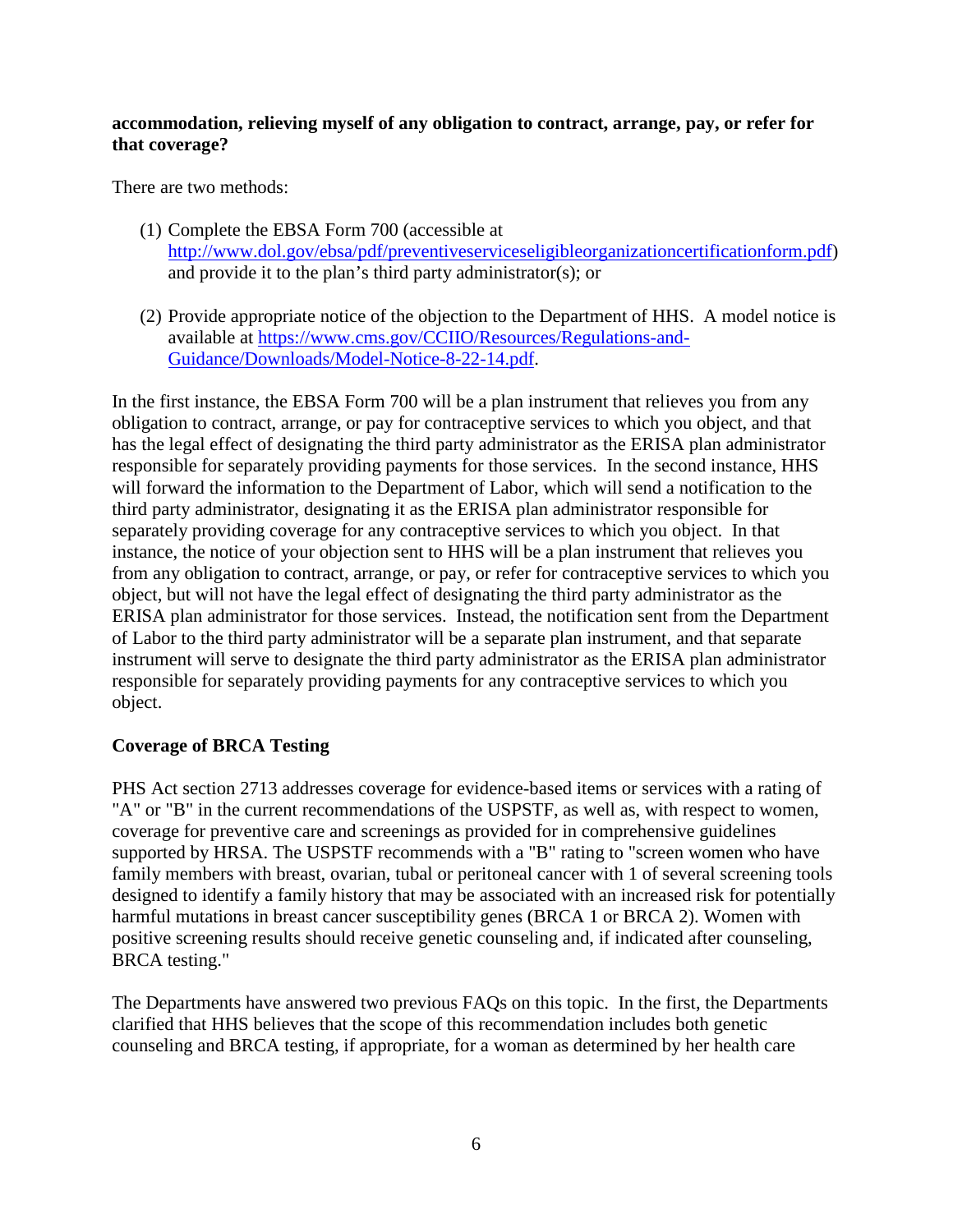**accommodation, relieving myself of any obligation to contract, arrange, pay, or refer for that coverage?**

There are two methods:

(1) Complete the EBSA Form 700 (accessible at [http://www.dol.gov/ebsa/pdf/preventiveserviceseligibleorganizationcertificationform.pdf](http://www.dol.gov/ebsa/pdf/preventiveserviceseligibleorganizationcertificationform.pdf)) and provide it to the plan's third party administrator(s); or

(2) Provide appropriate notice of the objection to the Department of HHS. A model notice is available at [https://www.cms.gov/CCIIO/Resources/Regulations-and-Guidance/Downloads/Model-Notice-8-22-14.pdf](https://www.cms.gov/CCIIO/Resources/Regulations-and-Guidance/Downloads/Model-Notice-8-22-14.pdf).

In the first instance, the EBSA Form 700 will be a plan instrument that relieves you from any obligation to contract, arrange, or pay for contraceptive services to which you object, and that has the legal effect of designating the third party administrator as the ERISA plan administrator responsible for separately providing payments for those services. In the second instance, HHS will forward the information to the Department of Labor, which will send a notification to the third party administrator, designating it as the ERISA plan administrator responsible for separately providing coverage for any contraceptive services to which you object. In that instance, the notice of your objection sent to HHS will be a plan instrument that relieves you from any obligation to contract, arrange, or pay, or refer for contraceptive services to which you object, but will not have the legal effect of designating the third party administrator as the ERISA plan administrator for those services. Instead, the notification sent from the Department of Labor to the third party administrator will be a separate plan instrument, and that separate instrument will serve to designate the third party administrator as the ERISA plan administrator responsible for separately providing payments for any contraceptive services to which you object.

**Coverage of BRCA Testing**

PHS Act section 2713 addresses coverage for evidence-based items or services with a rating of "A" or "B" in the current recommendations of the USPSTF, as well as, with respect to women, coverage for preventive care and screenings as provided for in comprehensive guidelines supported by HRSA. The USPSTF recommends with a "B" rating to "screen women who have family members with breast, ovarian, tubal or peritoneal cancer with 1 of several screening tools designed to identify a family history that may be associated with an increased risk for potentially harmful mutations in breast cancer susceptibility genes (BRCA 1 or BRCA 2). Women with positive screening results should receive genetic counseling and, if indicated after counseling, BRCA testing."

The Departments have answered two previous FAQs on this topic. In the first, the Departments clarified that HHS believes that the scope of this recommendation includes both genetic counseling and BRCA testing, if appropriate, for a woman as determined by her health care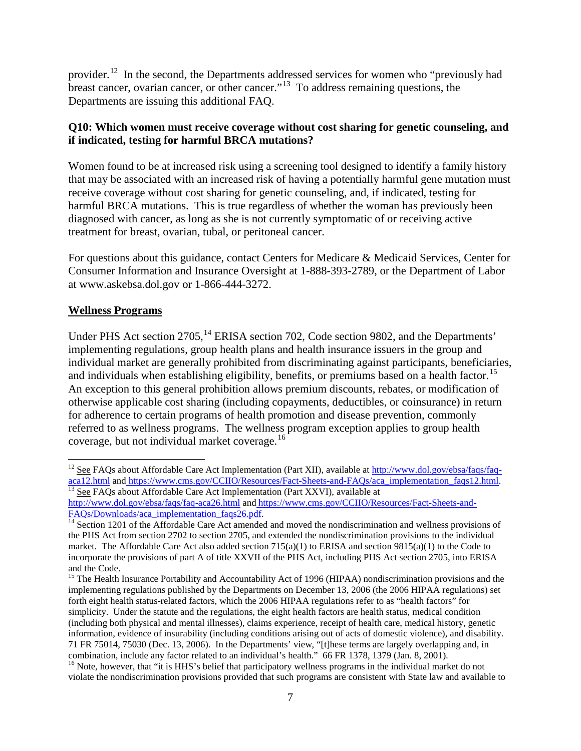provider.[12] In the second, the Departments addressed services for women who "previously had breast cancer, ovarian cancer, or other cancer."[13] To address remaining questions, the Departments are issuing this additional FAQ.

**Q10: Which women must receive coverage without cost sharing for genetic counseling, and if indicated, testing for harmful BRCA mutations?**

Women found to be at increased risk using a screening tool designed to identify a family history that may be associated with an increased risk of having a potentially harmful gene mutation must receive coverage without cost sharing for genetic counseling, and, if indicated, testing for harmful BRCA mutations. This is true regardless of whether the woman has previously been diagnosed with cancer, as long as she is not currently symptomatic of or receiving active treatment for breast, ovarian, tubal, or peritoneal cancer.

For questions about this guidance, contact Centers for Medicare & Medicaid Services, Center for Consumer Information and Insurance Oversight at 1-888-393-2789, or the Department of Labor at www.askebsa.dol.gov or 1-866-444-3272.

## Wellness Programs

Under PHS Act section 2705,[14] ERISA section 702, Code section 9802, and the Departments' implementing regulations, group health plans and health insurance issuers in the group and individual market are generally prohibited from discriminating against participants, beneficiaries, and individuals when establishing eligibility, benefits, or premiums based on a health factor.[15] An exception to this general prohibition allows premium discounts, rebates, or modification of otherwise applicable cost sharing (including copayments, deductibles, or coinsurance) in return for adherence to certain programs of health promotion and disease prevention, commonly referred to as wellness programs. The wellness program exception applies to group health coverage, but not individual market coverage.[16]

---

[12] See FAQs about Affordable Care Act Implementation (Part XII), available at http://www.dol.gov/ebsa/faqs/faq-aca12.html and https://www.cms.gov/CCIIO/Resources/Fact-Sheets-and-FAQs/aca_implementation_faqs12.html.

[13] See FAQs about Affordable Care Act Implementation (Part XXVI), available at http://www.dol.gov/ebsa/faqs/faq-aca26.html and https://www.cms.gov/CCIIO/Resources/Fact-Sheets-and-FAQs/Downloads/aca_implementation_faqs26.pdf.

[14] Section 1201 of the Affordable Care Act amended and moved the nondiscrimination and wellness provisions of the PHS Act from section 2702 to section 2705, and extended the nondiscrimination provisions to the individual market. The Affordable Care Act also added section 715(a)(1) to ERISA and section 9815(a)(1) to the Code to incorporate the provisions of part A of title XXVII of the PHS Act, including PHS Act section 2705, into ERISA and the Code.

[15] The Health Insurance Portability and Accountability Act of 1996 (HIPAA) nondiscrimination provisions and the implementing regulations published by the Departments on December 13, 2006 (the 2006 HIPAA regulations) set forth eight health status-related factors, which the 2006 HIPAA regulations refer to as "health factors" for simplicity. Under the statute and the regulations, the eight health factors are health status, medical condition (including both physical and mental illnesses), claims experience, receipt of health care, medical history, genetic information, evidence of insurability (including conditions arising out of acts of domestic violence), and disability. 71 FR 75014, 75030 (Dec. 13, 2006). In the Departments' view, "[t]hese terms are largely overlapping and, in combination, include any factor related to an individual's health." 66 FR 1378, 1379 (Jan. 8, 2001).

[16] Note, however, that "it is HHS's belief that participatory wellness programs in the individual market do not violate the nondiscrimination provisions provided that such programs are consistent with State law and available to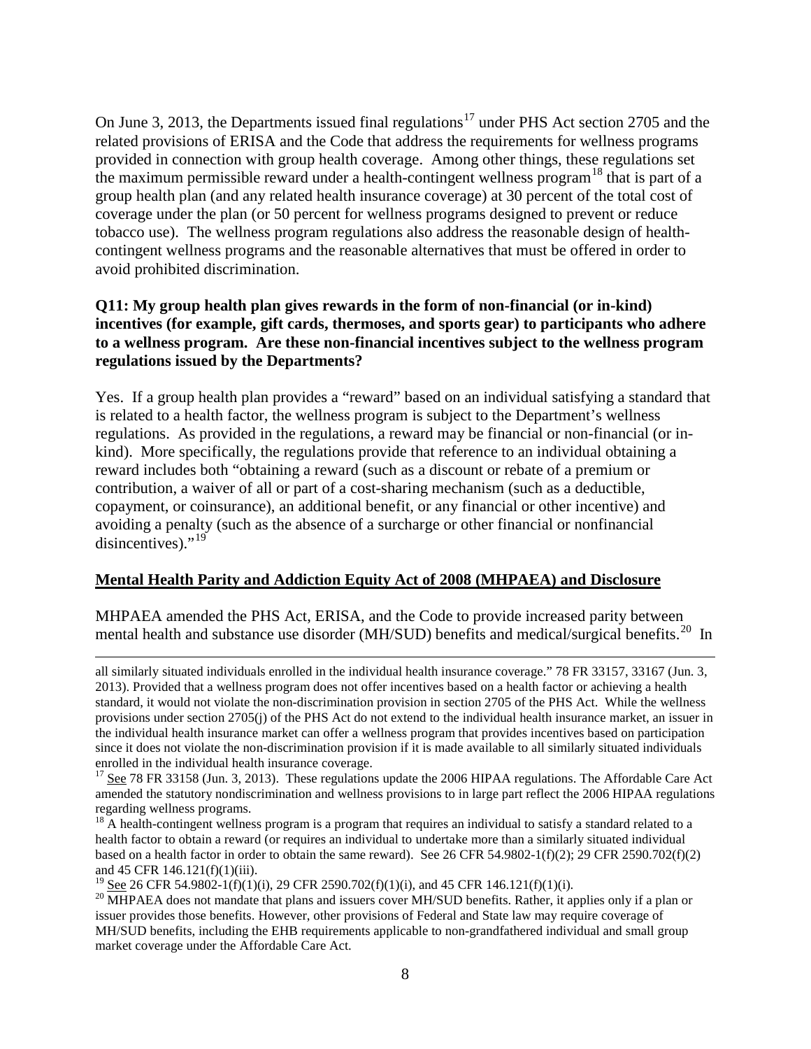On June 3, 2013, the Departments issued final regulations[17] under PHS Act section 2705 and the related provisions of ERISA and the Code that address the requirements for wellness programs provided in connection with group health coverage. Among other things, these regulations set the maximum permissible reward under a health-contingent wellness program[18] that is part of a group health plan (and any related health insurance coverage) at 30 percent of the total cost of coverage under the plan (or 50 percent for wellness programs designed to prevent or reduce tobacco use). The wellness program regulations also address the reasonable design of health-contingent wellness programs and the reasonable alternatives that must be offered in order to avoid prohibited discrimination.

**Q11: My group health plan gives rewards in the form of non-financial (or in-kind) incentives (for example, gift cards, thermoses, and sports gear) to participants who adhere to a wellness program. Are these non-financial incentives subject to the wellness program regulations issued by the Departments?**

Yes. If a group health plan provides a "reward" based on an individual satisfying a standard that is related to a health factor, the wellness program is subject to the Department's wellness regulations. As provided in the regulations, a reward may be financial or non-financial (or in-kind). More specifically, the regulations provide that reference to an individual obtaining a reward includes both "obtaining a reward (such as a discount or rebate of a premium or contribution, a waiver of all or part of a cost-sharing mechanism (such as a deductible, copayment, or coinsurance), an additional benefit, or any financial or other incentive) and avoiding a penalty (such as the absence of a surcharge or other financial or nonfinancial disincentives)."[19]

## Mental Health Parity and Addiction Equity Act of 2008 (MHPAEA) and Disclosure

MHPAEA amended the PHS Act, ERISA, and the Code to provide increased parity between mental health and substance use disorder (MH/SUD) benefits and medical/surgical benefits.[20] In

---

all similarly situated individuals enrolled in the individual health insurance coverage." 78 FR 33157, 33167 (Jun. 3, 2013). Provided that a wellness program does not offer incentives based on a health factor or achieving a health standard, it would not violate the non-discrimination provision in section 2705 of the PHS Act. While the wellness provisions under section 2705(j) of the PHS Act do not extend to the individual health insurance market, an issuer in the individual health insurance market can offer a wellness program that provides incentives based on participation since it does not violate the non-discrimination provision if it is made available to all similarly situated individuals enrolled in the individual health insurance coverage.

[17] See 78 FR 33158 (Jun. 3, 2013). These regulations update the 2006 HIPAA regulations. The Affordable Care Act amended the statutory nondiscrimination and wellness provisions to in large part reflect the 2006 HIPAA regulations regarding wellness programs.

[18] A health-contingent wellness program is a program that requires an individual to satisfy a standard related to a health factor to obtain a reward (or requires an individual to undertake more than a similarly situated individual based on a health factor in order to obtain the same reward). See 26 CFR 54.9802-1(f)(2); 29 CFR 2590.702(f)(2) and 45 CFR 146.121(f)(1)(iii).

[19] See 26 CFR 54.9802-1(f)(1)(i), 29 CFR 2590.702(f)(1)(i), and 45 CFR 146.121(f)(1)(i).

[20] MHPAEA does not mandate that plans and issuers cover MH/SUD benefits. Rather, it applies only if a plan or issuer provides those benefits. However, other provisions of Federal and State law may require coverage of MH/SUD benefits, including the EHB requirements applicable to non-grandfathered individual and small group market coverage under the Affordable Care Act.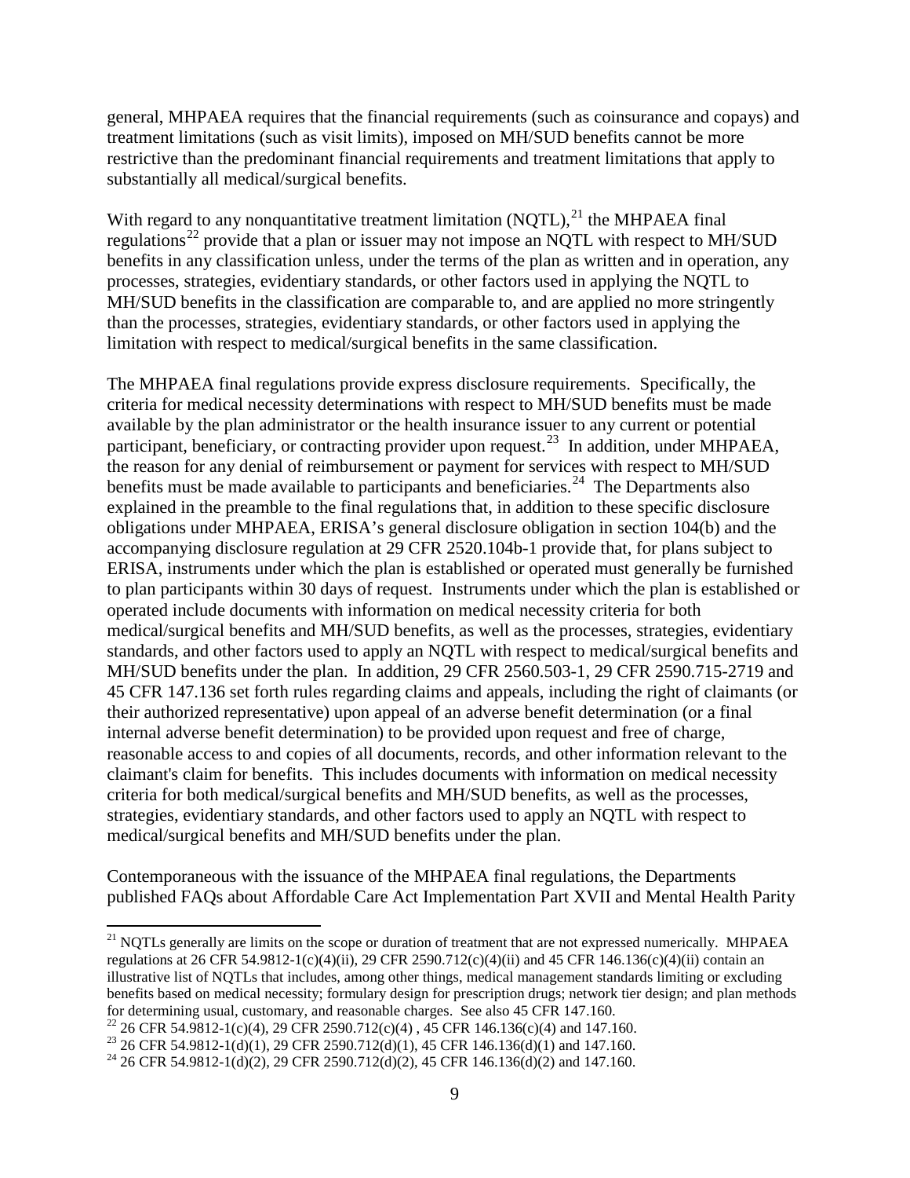general, MHPAEA requires that the financial requirements (such as coinsurance and copays) and treatment limitations (such as visit limits), imposed on MH/SUD benefits cannot be more restrictive than the predominant financial requirements and treatment limitations that apply to substantially all medical/surgical benefits.

With regard to any nonquantitative treatment limitation (NQTL),[21] the MHPAEA final regulations[22] provide that a plan or issuer may not impose an NQTL with respect to MH/SUD benefits in any classification unless, under the terms of the plan as written and in operation, any processes, strategies, evidentiary standards, or other factors used in applying the NQTL to MH/SUD benefits in the classification are comparable to, and are applied no more stringently than the processes, strategies, evidentiary standards, or other factors used in applying the limitation with respect to medical/surgical benefits in the same classification.

The MHPAEA final regulations provide express disclosure requirements. Specifically, the criteria for medical necessity determinations with respect to MH/SUD benefits must be made available by the plan administrator or the health insurance issuer to any current or potential participant, beneficiary, or contracting provider upon request.[23] In addition, under MHPAEA, the reason for any denial of reimbursement or payment for services with respect to MH/SUD benefits must be made available to participants and beneficiaries.[24] The Departments also explained in the preamble to the final regulations that, in addition to these specific disclosure obligations under MHPAEA, ERISA's general disclosure obligation in section 104(b) and the accompanying disclosure regulation at 29 CFR 2520.104b-1 provide that, for plans subject to ERISA, instruments under which the plan is established or operated must generally be furnished to plan participants within 30 days of request. Instruments under which the plan is established or operated include documents with information on medical necessity criteria for both medical/surgical benefits and MH/SUD benefits, as well as the processes, strategies, evidentiary standards, and other factors used to apply an NQTL with respect to medical/surgical benefits and MH/SUD benefits under the plan. In addition, 29 CFR 2560.503-1, 29 CFR 2590.715-2719 and 45 CFR 147.136 set forth rules regarding claims and appeals, including the right of claimants (or their authorized representative) upon appeal of an adverse benefit determination (or a final internal adverse benefit determination) to be provided upon request and free of charge, reasonable access to and copies of all documents, records, and other information relevant to the claimant's claim for benefits. This includes documents with information on medical necessity criteria for both medical/surgical benefits and MH/SUD benefits, as well as the processes, strategies, evidentiary standards, and other factors used to apply an NQTL with respect to medical/surgical benefits and MH/SUD benefits under the plan.

Contemporaneous with the issuance of the MHPAEA final regulations, the Departments published FAQs about Affordable Care Act Implementation Part XVII and Mental Health Parity

---

[21] NQTLs generally are limits on the scope or duration of treatment that are not expressed numerically. MHPAEA regulations at 26 CFR 54.9812-1(c)(4)(ii), 29 CFR 2590.712(c)(4)(ii) and 45 CFR 146.136(c)(4)(ii) contain an illustrative list of NQTLs that includes, among other things, medical management standards limiting or excluding benefits based on medical necessity; formulary design for prescription drugs; network tier design; and plan methods for determining usual, customary, and reasonable charges. See also 45 CFR 147.160.

[22] 26 CFR 54.9812-1(c)(4), 29 CFR 2590.712(c)(4) , 45 CFR 146.136(c)(4) and 147.160.

[23] 26 CFR 54.9812-1(d)(1), 29 CFR 2590.712(d)(1), 45 CFR 146.136(d)(1) and 147.160.

[24] 26 CFR 54.9812-1(d)(2), 29 CFR 2590.712(d)(2), 45 CFR 146.136(d)(2) and 147.160.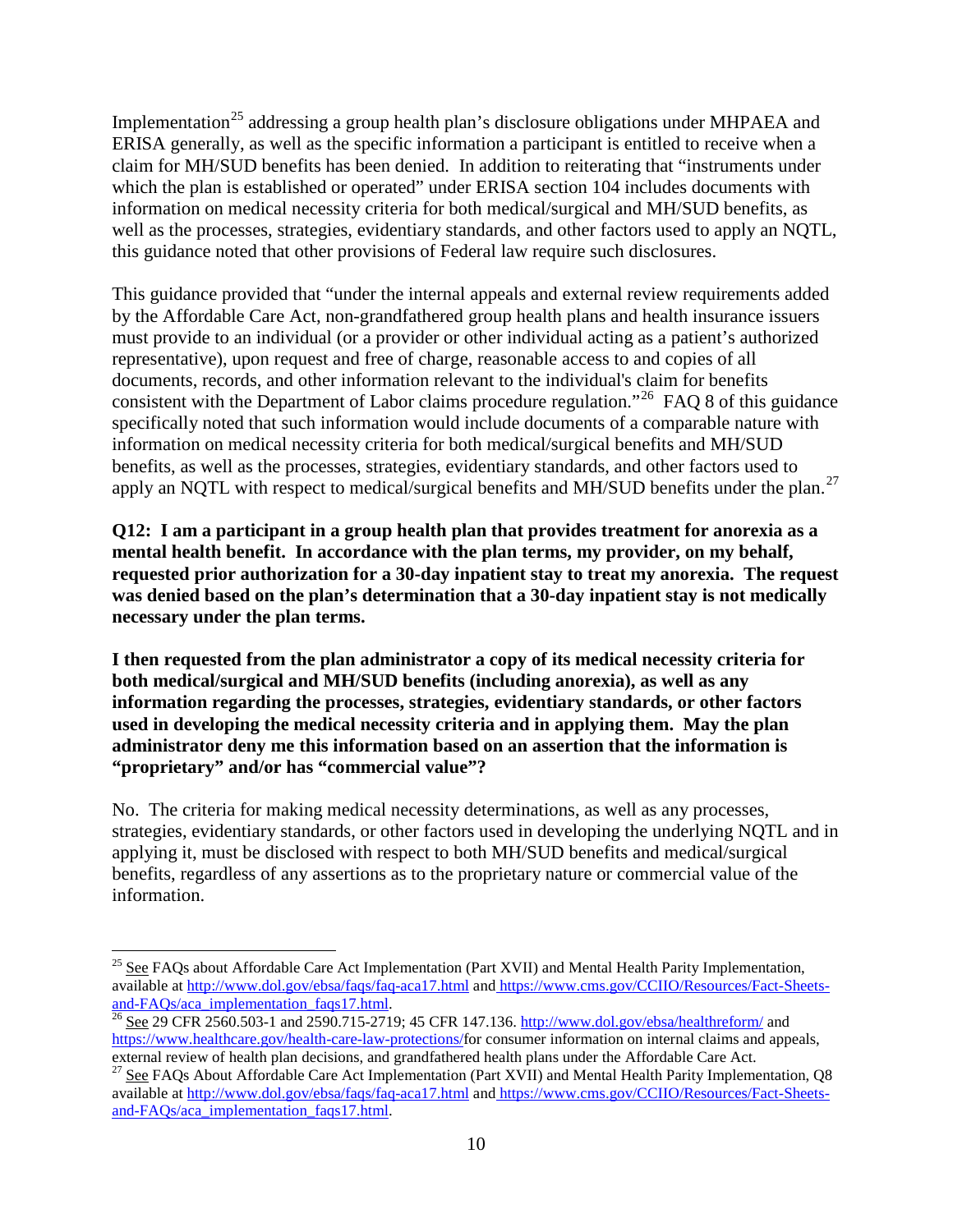Implementation[25] addressing a group health plan's disclosure obligations under MHPAEA and ERISA generally, as well as the specific information a participant is entitled to receive when a claim for MH/SUD benefits has been denied. In addition to reiterating that "instruments under which the plan is established or operated" under ERISA section 104 includes documents with information on medical necessity criteria for both medical/surgical and MH/SUD benefits, as well as the processes, strategies, evidentiary standards, and other factors used to apply an NQTL, this guidance noted that other provisions of Federal law require such disclosures.

This guidance provided that "under the internal appeals and external review requirements added by the Affordable Care Act, non-grandfathered group health plans and health insurance issuers must provide to an individual (or a provider or other individual acting as a patient's authorized representative), upon request and free of charge, reasonable access to and copies of all documents, records, and other information relevant to the individual's claim for benefits consistent with the Department of Labor claims procedure regulation."[26] FAQ 8 of this guidance specifically noted that such information would include documents of a comparable nature with information on medical necessity criteria for both medical/surgical benefits and MH/SUD benefits, as well as the processes, strategies, evidentiary standards, and other factors used to apply an NQTL with respect to medical/surgical benefits and MH/SUD benefits under the plan.[27]

**Q12: I am a participant in a group health plan that provides treatment for anorexia as a mental health benefit. In accordance with the plan terms, my provider, on my behalf, requested prior authorization for a 30-day inpatient stay to treat my anorexia. The request was denied based on the plan's determination that a 30-day inpatient stay is not medically necessary under the plan terms.**

**I then requested from the plan administrator a copy of its medical necessity criteria for both medical/surgical and MH/SUD benefits (including anorexia), as well as any information regarding the processes, strategies, evidentiary standards, or other factors used in developing the medical necessity criteria and in applying them. May the plan administrator deny me this information based on an assertion that the information is "proprietary" and/or has "commercial value"?**

No. The criteria for making medical necessity determinations, as well as any processes, strategies, evidentiary standards, or other factors used in developing the underlying NQTL and in applying it, must be disclosed with respect to both MH/SUD benefits and medical/surgical benefits, regardless of any assertions as to the proprietary nature or commercial value of the information.

---

[25] See FAQs about Affordable Care Act Implementation (Part XVII) and Mental Health Parity Implementation, available at http://www.dol.gov/ebsa/faqs/faq-aca17.html and https://www.cms.gov/CCIIO/Resources/Fact-Sheets-and-FAQs/aca_implementation_faqs17.html.

[26] See 29 CFR 2560.503-1 and 2590.715-2719; 45 CFR 147.136. http://www.dol.gov/ebsa/healthreform/ and https://www.healthcare.gov/health-care-law-protections/for consumer information on internal claims and appeals, external review of health plan decisions, and grandfathered health plans under the Affordable Care Act.

[27] See FAQs About Affordable Care Act Implementation (Part XVII) and Mental Health Parity Implementation, Q8 available at http://www.dol.gov/ebsa/faqs/faq-aca17.html and https://www.cms.gov/CCIIO/Resources/Fact-Sheets-and-FAQs/aca_implementation_faqs17.html.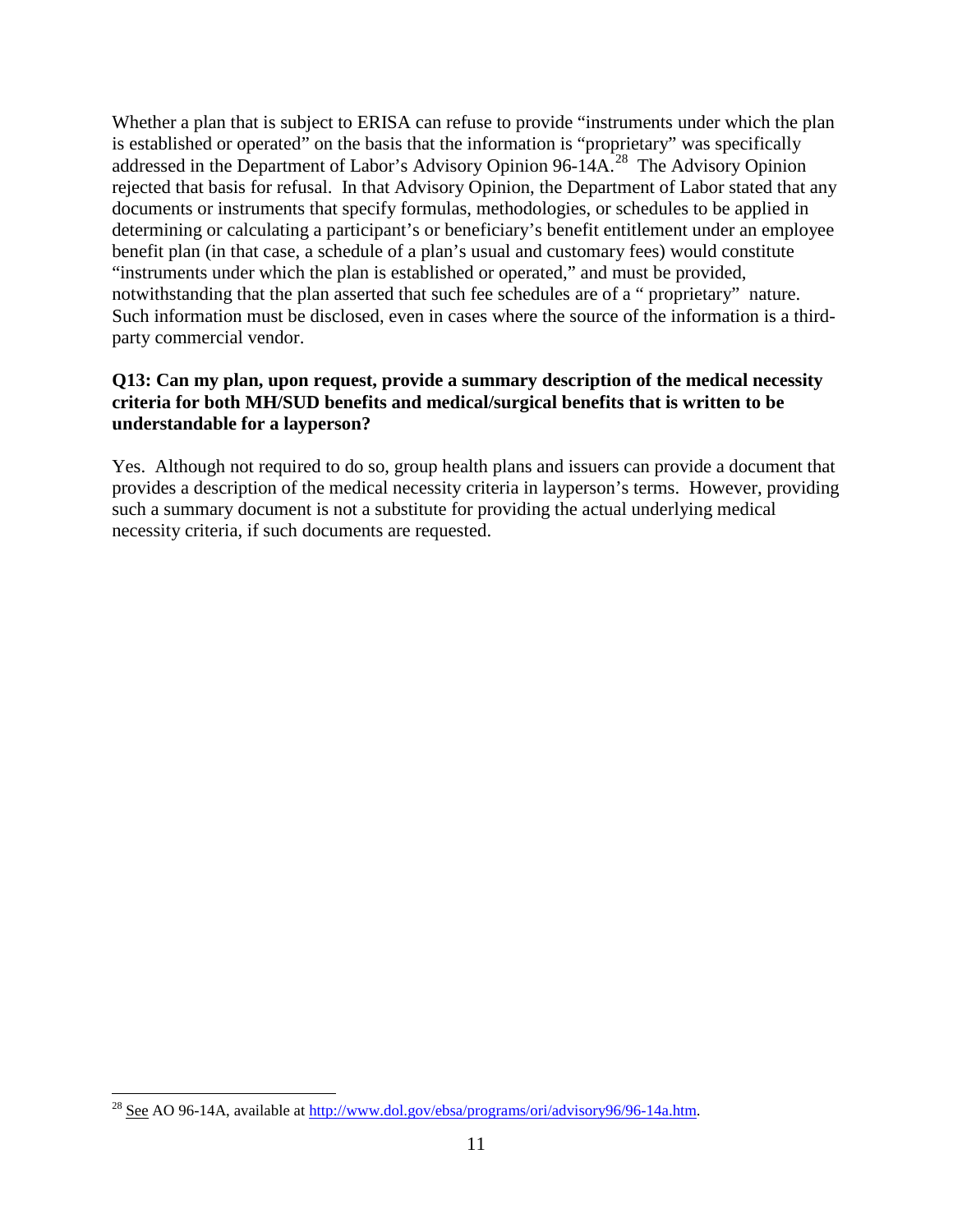Whether a plan that is subject to ERISA can refuse to provide "instruments under which the plan is established or operated" on the basis that the information is "proprietary" was specifically addressed in the Department of Labor's Advisory Opinion 96-14A.[28] The Advisory Opinion rejected that basis for refusal. In that Advisory Opinion, the Department of Labor stated that any documents or instruments that specify formulas, methodologies, or schedules to be applied in determining or calculating a participant's or beneficiary's benefit entitlement under an employee benefit plan (in that case, a schedule of a plan's usual and customary fees) would constitute "instruments under which the plan is established or operated," and must be provided, notwithstanding that the plan asserted that such fee schedules are of a " proprietary" nature. Such information must be disclosed, even in cases where the source of the information is a third-party commercial vendor.

**Q13: Can my plan, upon request, provide a summary description of the medical necessity criteria for both MH/SUD benefits and medical/surgical benefits that is written to be understandable for a layperson?**

Yes. Although not required to do so, group health plans and issuers can provide a document that provides a description of the medical necessity criteria in layperson's terms. However, providing such a summary document is not a substitute for providing the actual underlying medical necessity criteria, if such documents are requested.

---

[28] See AO 96-14A, available at http://www.dol.gov/ebsa/programs/ori/advisory96/96-14a.htm.